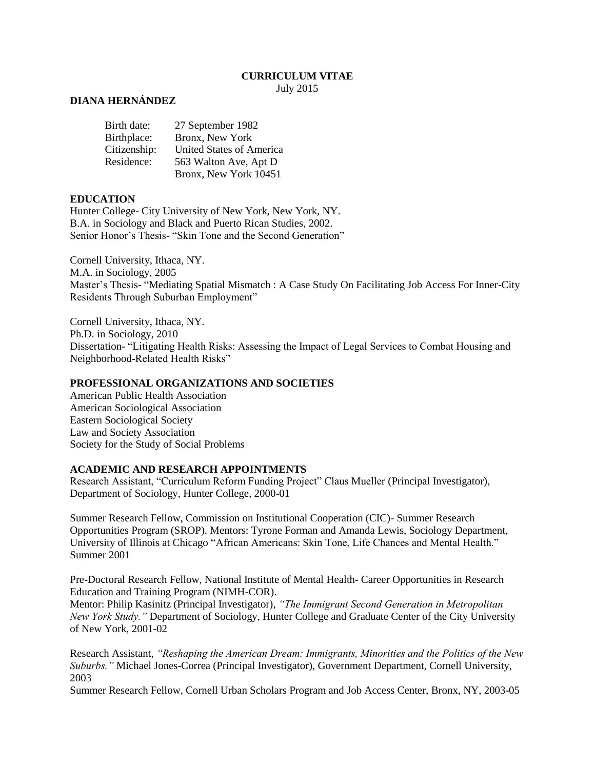# CURRICULUM VITAE

July 2015

## DIANA HERNÁNDEZ

| | |
|---|---|
| Birth date: | 27 September 1982 |
| Birthplace: | Bronx, New York |
| Citizenship: | United States of America |
| Residence: | 563 Walton Ave, Apt D<br>Bronx, New York 10451 |

### EDUCATION

Hunter College- City University of New York, New York, NY.
B.A. in Sociology and Black and Puerto Rican Studies, 2002.
Senior Honor's Thesis- "Skin Tone and the Second Generation"

Cornell University, Ithaca, NY.
M.A. in Sociology, 2005
Master's Thesis- "Mediating Spatial Mismatch : A Case Study On Facilitating Job Access For Inner-City Residents Through Suburban Employment"

Cornell University, Ithaca, NY.
Ph.D. in Sociology, 2010
Dissertation- "Litigating Health Risks: Assessing the Impact of Legal Services to Combat Housing and Neighborhood-Related Health Risks"

### PROFESSIONAL ORGANIZATIONS AND SOCIETIES

American Public Health Association
American Sociological Association
Eastern Sociological Society
Law and Society Association
Society for the Study of Social Problems

### ACADEMIC AND RESEARCH APPOINTMENTS

Research Assistant, "Curriculum Reform Funding Project" Claus Mueller (Principal Investigator), Department of Sociology, Hunter College, 2000-01

Summer Research Fellow, Commission on Institutional Cooperation (CIC)- Summer Research Opportunities Program (SROP). Mentors: Tyrone Forman and Amanda Lewis, Sociology Department, University of Illinois at Chicago "African Americans: Skin Tone, Life Chances and Mental Health." Summer 2001

Pre-Doctoral Research Fellow, National Institute of Mental Health- Career Opportunities in Research Education and Training Program (NIMH-COR).
Mentor: Philip Kasinitz (Principal Investigator), *"The Immigrant Second Generation in Metropolitan New York Study."* Department of Sociology, Hunter College and Graduate Center of the City University of New York, 2001-02

Research Assistant, *"Reshaping the American Dream: Immigrants, Minorities and the Politics of the New Suburbs."* Michael Jones-Correa (Principal Investigator), Government Department, Cornell University, 2003

Summer Research Fellow, Cornell Urban Scholars Program and Job Access Center, Bronx, NY, 2003-05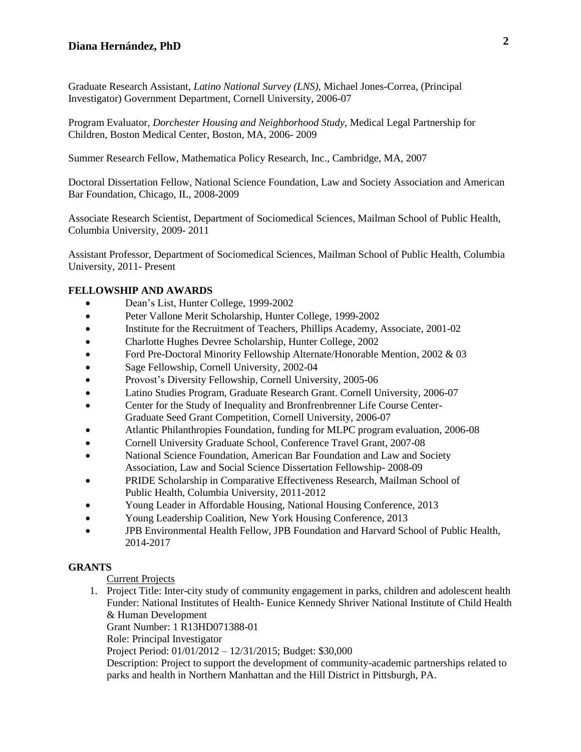Graduate Research Assistant, *Latino National Survey (LNS),* Michael Jones-Correa, (Principal Investigator) Government Department, Cornell University, 2006-07

Program Evaluator, *Dorchester Housing and Neighborhood Study*, Medical Legal Partnership for Children, Boston Medical Center, Boston, MA, 2006- 2009

Summer Research Fellow, Mathematica Policy Research, Inc., Cambridge, MA, 2007

Doctoral Dissertation Fellow, National Science Foundation, Law and Society Association and American Bar Foundation, Chicago, IL, 2008-2009

Associate Research Scientist, Department of Sociomedical Sciences, Mailman School of Public Health, Columbia University, 2009- 2011

Assistant Professor, Department of Sociomedical Sciences, Mailman School of Public Health, Columbia University, 2011- Present

## FELLOWSHIP AND AWARDS

- Dean's List, Hunter College, 1999-2002
- Peter Vallone Merit Scholarship, Hunter College, 1999-2002
- Institute for the Recruitment of Teachers, Phillips Academy, Associate, 2001-02
- Charlotte Hughes Devree Scholarship, Hunter College, 2002
- Ford Pre-Doctoral Minority Fellowship Alternate/Honorable Mention, 2002 & 03
- Sage Fellowship, Cornell University, 2002-04
- Provost's Diversity Fellowship, Cornell University, 2005-06
- Latino Studies Program, Graduate Research Grant. Cornell University, 2006-07
- Center for the Study of Inequality and Bronfrenbrenner Life Course Center- Graduate Seed Grant Competition, Cornell University, 2006-07
- Atlantic Philanthropies Foundation, funding for MLPC program evaluation, 2006-08
- Cornell University Graduate School, Conference Travel Grant, 2007-08
- National Science Foundation, American Bar Foundation and Law and Society Association, Law and Social Science Dissertation Fellowship- 2008-09
- PRIDE Scholarship in Comparative Effectiveness Research, Mailman School of Public Health, Columbia University, 2011-2012
- Young Leader in Affordable Housing, National Housing Conference, 2013
- Young Leadership Coalition, New York Housing Conference, 2013
- JPB Environmental Health Fellow, JPB Foundation and Harvard School of Public Health, 2014-2017

## GRANTS

Current Projects

1. Project Title: Inter-city study of community engagement in parks, children and adolescent health
   Funder: National Institutes of Health- Eunice Kennedy Shriver National Institute of Child Health & Human Development
   Grant Number: 1 R13HD071388-01
   Role: Principal Investigator
   Project Period: 01/01/2012 – 12/31/2015; Budget: $30,000
   Description: Project to support the development of community-academic partnerships related to parks and health in Northern Manhattan and the Hill District in Pittsburgh, PA.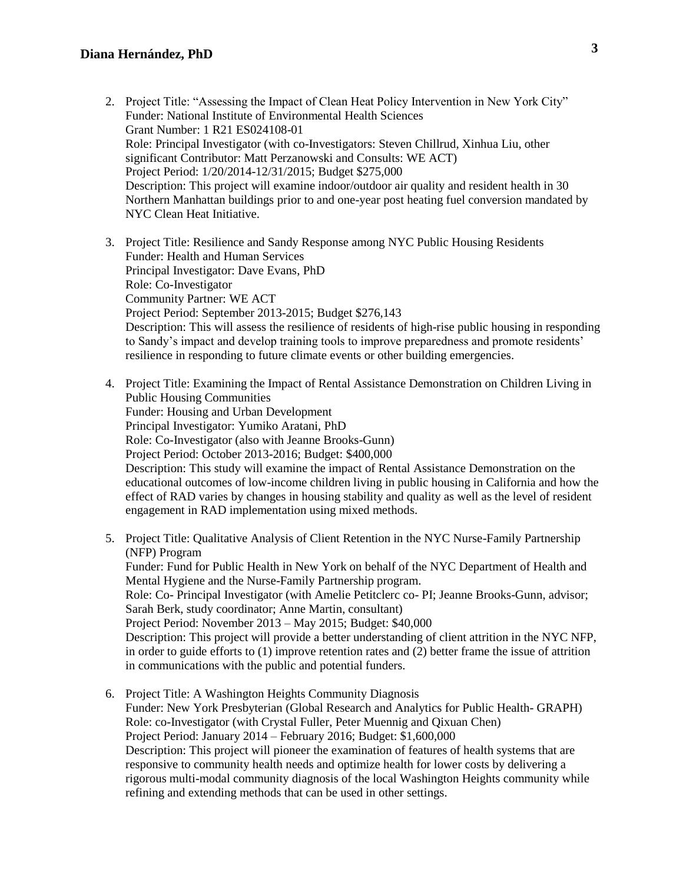2. Project Title: "Assessing the Impact of Clean Heat Policy Intervention in New York City"
   Funder: National Institute of Environmental Health Sciences
   Grant Number: 1 R21 ES024108-01
   Role: Principal Investigator (with co-Investigators: Steven Chillrud, Xinhua Liu, other significant Contributor: Matt Perzanowski and Consults: WE ACT)
   Project Period: 1/20/2014-12/31/2015; Budget $275,000
   Description: This project will examine indoor/outdoor air quality and resident health in 30 Northern Manhattan buildings prior to and one-year post heating fuel conversion mandated by NYC Clean Heat Initiative.

3. Project Title: Resilience and Sandy Response among NYC Public Housing Residents
   Funder: Health and Human Services
   Principal Investigator: Dave Evans, PhD
   Role: Co-Investigator
   Community Partner: WE ACT
   Project Period: September 2013-2015; Budget $276,143
   Description: This will assess the resilience of residents of high-rise public housing in responding to Sandy's impact and develop training tools to improve preparedness and promote residents' resilience in responding to future climate events or other building emergencies.

4. Project Title: Examining the Impact of Rental Assistance Demonstration on Children Living in Public Housing Communities
   Funder: Housing and Urban Development
   Principal Investigator: Yumiko Aratani, PhD
   Role: Co-Investigator (also with Jeanne Brooks-Gunn)
   Project Period: October 2013-2016; Budget: $400,000
   Description: This study will examine the impact of Rental Assistance Demonstration on the educational outcomes of low-income children living in public housing in California and how the effect of RAD varies by changes in housing stability and quality as well as the level of resident engagement in RAD implementation using mixed methods.

5. Project Title: Qualitative Analysis of Client Retention in the NYC Nurse-Family Partnership (NFP) Program
   Funder: Fund for Public Health in New York on behalf of the NYC Department of Health and Mental Hygiene and the Nurse-Family Partnership program.
   Role: Co- Principal Investigator (with Amelie Petitclerc co- PI; Jeanne Brooks-Gunn, advisor; Sarah Berk, study coordinator; Anne Martin, consultant)
   Project Period: November 2013 – May 2015; Budget: $40,000
   Description: This project will provide a better understanding of client attrition in the NYC NFP, in order to guide efforts to (1) improve retention rates and (2) better frame the issue of attrition in communications with the public and potential funders.

6. Project Title: A Washington Heights Community Diagnosis
   Funder: New York Presbyterian (Global Research and Analytics for Public Health- GRAPH)
   Role: co-Investigator (with Crystal Fuller, Peter Muennig and Qixuan Chen)
   Project Period: January 2014 – February 2016; Budget: $1,600,000
   Description: This project will pioneer the examination of features of health systems that are responsive to community health needs and optimize health for lower costs by delivering a rigorous multi-modal community diagnosis of the local Washington Heights community while refining and extending methods that can be used in other settings.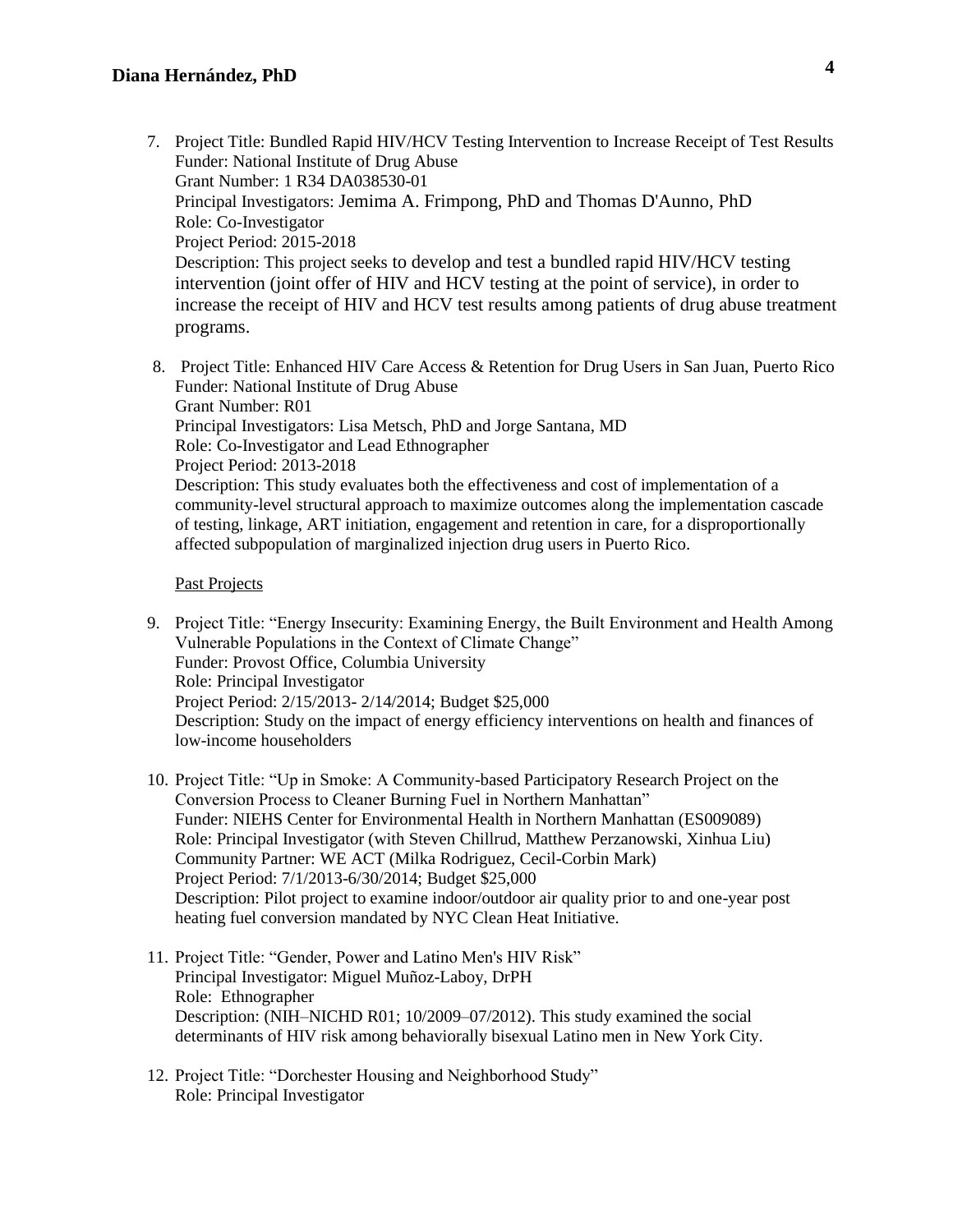7. Project Title: Bundled Rapid HIV/HCV Testing Intervention to Increase Receipt of Test Results
   Funder: National Institute of Drug Abuse
   Grant Number: 1 R34 DA038530-01
   Principal Investigators: Jemima A. Frimpong, PhD and Thomas D'Aunno, PhD
   Role: Co-Investigator
   Project Period: 2015-2018
   Description: This project seeks to develop and test a bundled rapid HIV/HCV testing intervention (joint offer of HIV and HCV testing at the point of service), in order to increase the receipt of HIV and HCV test results among patients of drug abuse treatment programs.

8. Project Title: Enhanced HIV Care Access & Retention for Drug Users in San Juan, Puerto Rico
   Funder: National Institute of Drug Abuse
   Grant Number: R01
   Principal Investigators: Lisa Metsch, PhD and Jorge Santana, MD
   Role: Co-Investigator and Lead Ethnographer
   Project Period: 2013-2018
   Description: This study evaluates both the effectiveness and cost of implementation of a community-level structural approach to maximize outcomes along the implementation cascade of testing, linkage, ART initiation, engagement and retention in care, for a disproportionally affected subpopulation of marginalized injection drug users in Puerto Rico.

<u>Past Projects</u>

9. Project Title: "Energy Insecurity: Examining Energy, the Built Environment and Health Among Vulnerable Populations in the Context of Climate Change"
   Funder: Provost Office, Columbia University
   Role: Principal Investigator
   Project Period: 2/15/2013- 2/14/2014; Budget $25,000
   Description: Study on the impact of energy efficiency interventions on health and finances of low-income householders

10. Project Title: "Up in Smoke: A Community-based Participatory Research Project on the Conversion Process to Cleaner Burning Fuel in Northern Manhattan"
    Funder: NIEHS Center for Environmental Health in Northern Manhattan (ES009089)
    Role: Principal Investigator (with Steven Chillrud, Matthew Perzanowski, Xinhua Liu)
    Community Partner: WE ACT (Milka Rodriguez, Cecil-Corbin Mark)
    Project Period: 7/1/2013-6/30/2014; Budget $25,000
    Description: Pilot project to examine indoor/outdoor air quality prior to and one-year post heating fuel conversion mandated by NYC Clean Heat Initiative.

11. Project Title: "Gender, Power and Latino Men's HIV Risk"
    Principal Investigator: Miguel Muñoz-Laboy, DrPH
    Role: Ethnographer
    Description: (NIH–NICHD R01; 10/2009–07/2012). This study examined the social determinants of HIV risk among behaviorally bisexual Latino men in New York City.

12. Project Title: "Dorchester Housing and Neighborhood Study"
    Role: Principal Investigator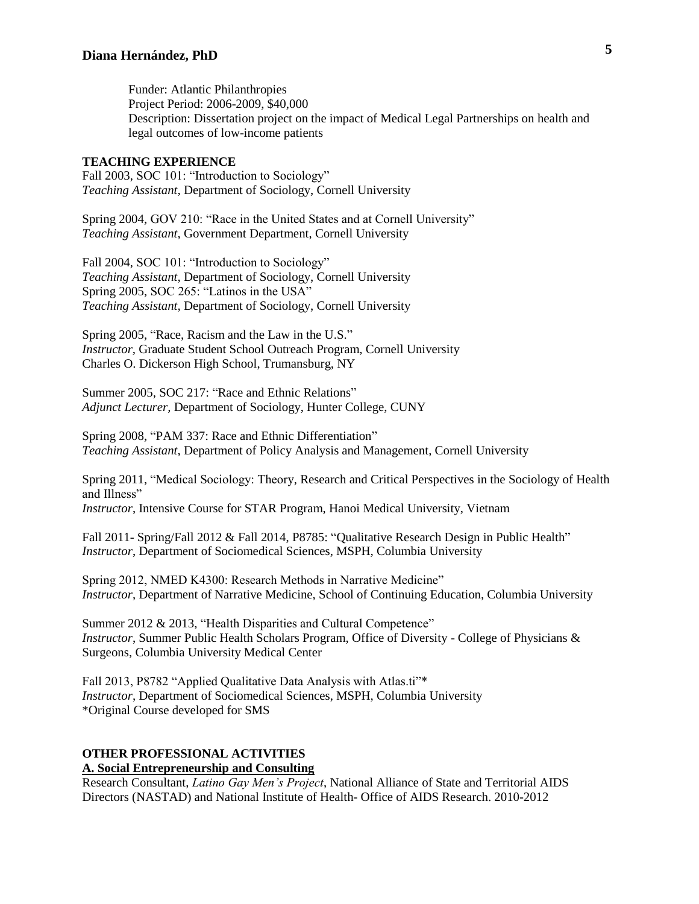Funder: Atlantic Philanthropies
Project Period: 2006-2009, $40,000
Description: Dissertation project on the impact of Medical Legal Partnerships on health and legal outcomes of low-income patients

**TEACHING EXPERIENCE**

Fall 2003, SOC 101: "Introduction to Sociology"
*Teaching Assistant*, Department of Sociology, Cornell University

Spring 2004, GOV 210: "Race in the United States and at Cornell University"
*Teaching Assistant*, Government Department, Cornell University

Fall 2004, SOC 101: "Introduction to Sociology"
*Teaching Assistant*, Department of Sociology, Cornell University
Spring 2005, SOC 265: "Latinos in the USA"
*Teaching Assistant*, Department of Sociology, Cornell University

Spring 2005, "Race, Racism and the Law in the U.S."
*Instructor*, Graduate Student School Outreach Program, Cornell University
Charles O. Dickerson High School, Trumansburg, NY

Summer 2005, SOC 217: "Race and Ethnic Relations"
*Adjunct Lecturer*, Department of Sociology, Hunter College, CUNY

Spring 2008, "PAM 337: Race and Ethnic Differentiation"
*Teaching Assistant*, Department of Policy Analysis and Management, Cornell University

Spring 2011, "Medical Sociology: Theory, Research and Critical Perspectives in the Sociology of Health and Illness"
*Instructor*, Intensive Course for STAR Program, Hanoi Medical University, Vietnam

Fall 2011- Spring/Fall 2012 & Fall 2014, P8785: "Qualitative Research Design in Public Health"
*Instructor*, Department of Sociomedical Sciences, MSPH, Columbia University

Spring 2012, NMED K4300: Research Methods in Narrative Medicine"
*Instructor*, Department of Narrative Medicine, School of Continuing Education, Columbia University

Summer 2012 & 2013, "Health Disparities and Cultural Competence"
*Instructor*, Summer Public Health Scholars Program, Office of Diversity - College of Physicians & Surgeons, Columbia University Medical Center

Fall 2013, P8782 "Applied Qualitative Data Analysis with Atlas.ti"*
*Instructor*, Department of Sociomedical Sciences, MSPH, Columbia University
*Original Course developed for SMS

**OTHER PROFESSIONAL ACTIVITIES**

**A. Social Entrepreneurship and Consulting**

Research Consultant, *Latino Gay Men's Project*, National Alliance of State and Territorial AIDS Directors (NASTAD) and National Institute of Health- Office of AIDS Research. 2010-2012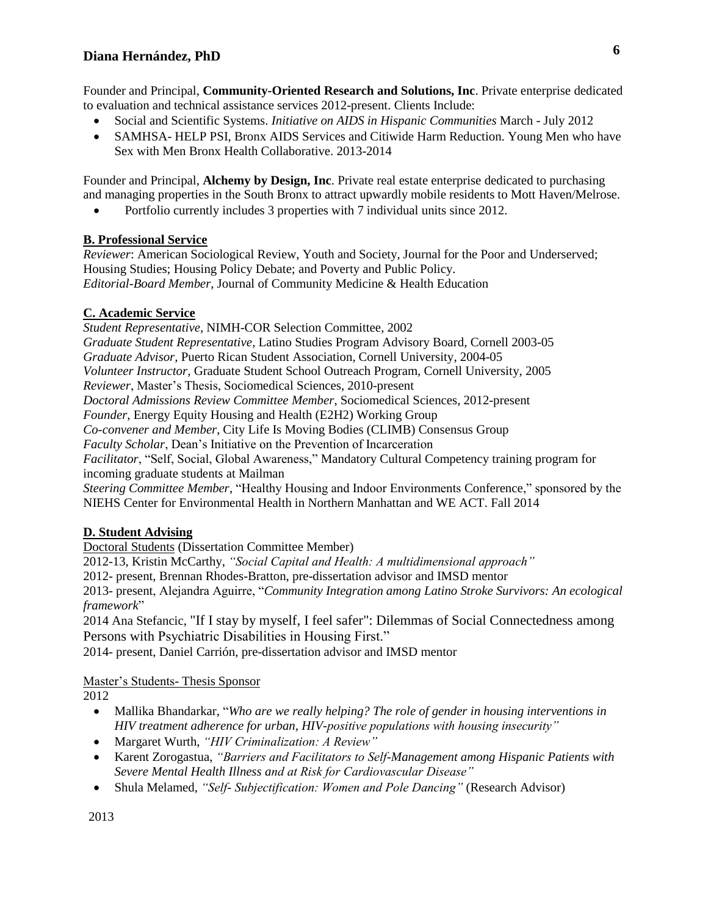Founder and Principal, **Community-Oriented Research and Solutions, Inc**. Private enterprise dedicated to evaluation and technical assistance services 2012-present. Clients Include:

- Social and Scientific Systems. *Initiative on AIDS in Hispanic Communities* March - July 2012
- SAMHSA- HELP PSI, Bronx AIDS Services and Citiwide Harm Reduction. Young Men who have Sex with Men Bronx Health Collaborative. 2013-2014

Founder and Principal, **Alchemy by Design, Inc**. Private real estate enterprise dedicated to purchasing and managing properties in the South Bronx to attract upwardly mobile residents to Mott Haven/Melrose.

- Portfolio currently includes 3 properties with 7 individual units since 2012.

## B. Professional Service

*Reviewer*: American Sociological Review, Youth and Society, Journal for the Poor and Underserved; Housing Studies; Housing Policy Debate; and Poverty and Public Policy.
*Editorial-Board Member*, Journal of Community Medicine & Health Education

## C. Academic Service

*Student Representative*, NIMH-COR Selection Committee, 2002
*Graduate Student Representative,* Latino Studies Program Advisory Board, Cornell 2003-05
*Graduate Advisor,* Puerto Rican Student Association, Cornell University, 2004-05
*Volunteer Instructor,* Graduate Student School Outreach Program, Cornell University, 2005
*Reviewer*, Master's Thesis, Sociomedical Sciences, 2010-present
*Doctoral Admissions Review Committee Member*, Sociomedical Sciences, 2012-present
*Founder,* Energy Equity Housing and Health (E2H2) Working Group
*Co-convener and Member*, City Life Is Moving Bodies (CLIMB) Consensus Group
*Faculty Scholar*, Dean's Initiative on the Prevention of Incarceration
*Facilitator*, "Self, Social, Global Awareness," Mandatory Cultural Competency training program for incoming graduate students at Mailman
*Steering Committee Member*, "Healthy Housing and Indoor Environments Conference," sponsored by the NIEHS Center for Environmental Health in Northern Manhattan and WE ACT. Fall 2014

## D. Student Advising

Doctoral Students (Dissertation Committee Member)

2012-13, Kristin McCarthy, *"Social Capital and Health: A multidimensional approach"*
2012- present, Brennan Rhodes-Bratton, pre-dissertation advisor and IMSD mentor
2013- present, Alejandra Aguirre, "*Community Integration among Latino Stroke Survivors: An ecological framework*"
2014 Ana Stefancic, "If I stay by myself, I feel safer": Dilemmas of Social Connectedness among Persons with Psychiatric Disabilities in Housing First."
2014- present, Daniel Carrión, pre-dissertation advisor and IMSD mentor

Master's Students- Thesis Sponsor

2012

- Mallika Bhandarkar, "*Who are we really helping? The role of gender in housing interventions in HIV treatment adherence for urban, HIV-positive populations with housing insecurity"*
- Margaret Wurth, *"HIV Criminalization: A Review"*
- Karent Zorogastua, *"Barriers and Facilitators to Self-Management among Hispanic Patients with Severe Mental Health Illness and at Risk for Cardiovascular Disease"*
- Shula Melamed, *"Self- Subjectification: Women and Pole Dancing"* (Research Advisor)

2013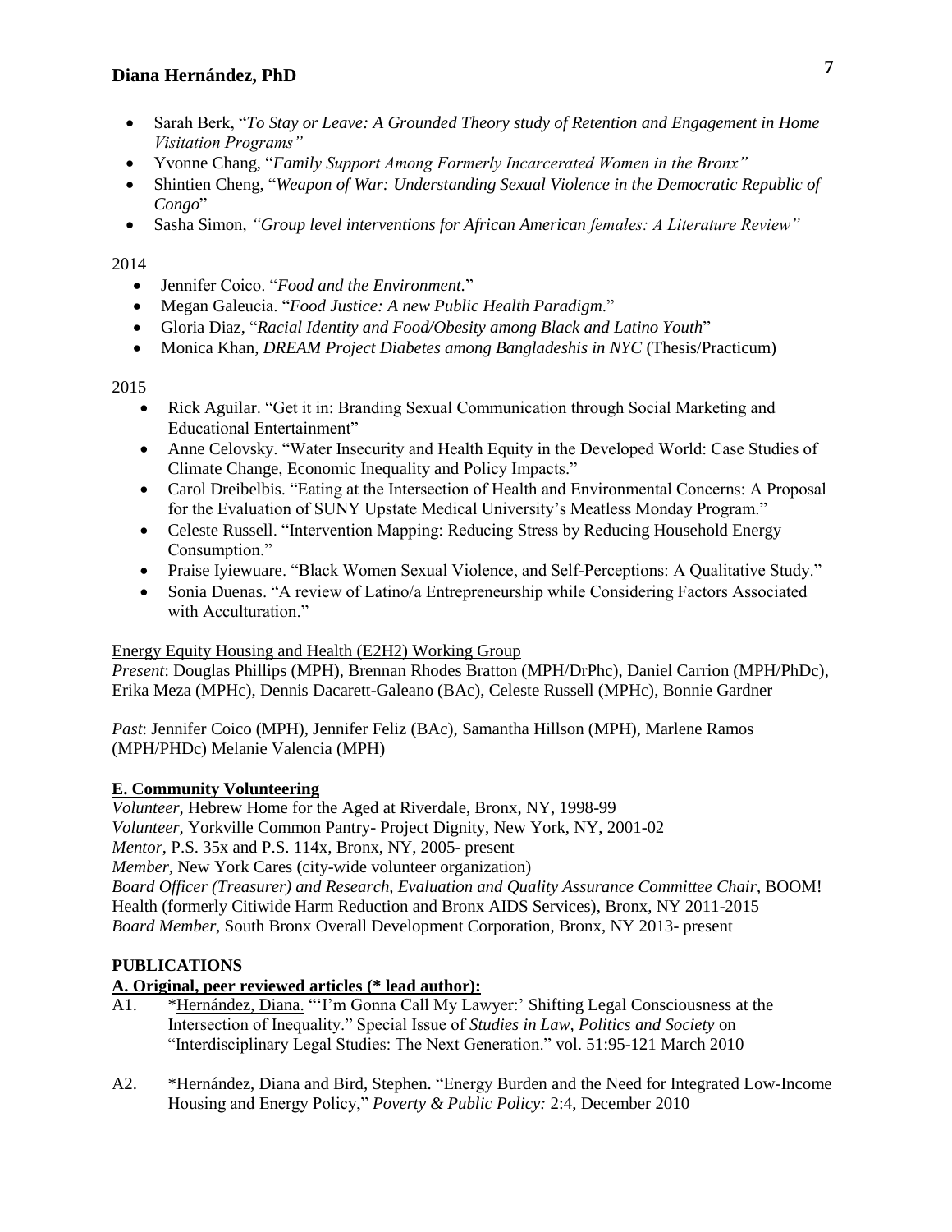- Sarah Berk, "*To Stay or Leave: A Grounded Theory study of Retention and Engagement in Home Visitation Programs"*
- Yvonne Chang, "*Family Support Among Formerly Incarcerated Women in the Bronx"*
- Shintien Cheng, "*Weapon of War: Understanding Sexual Violence in the Democratic Republic of Congo*"
- Sasha Simon, *"Group level interventions for African American females: A Literature Review"*

2014

- Jennifer Coico. "*Food and the Environment.*"
- Megan Galeucia. "*Food Justice: A new Public Health Paradigm*."
- Gloria Diaz, "*Racial Identity and Food/Obesity among Black and Latino Youth*"
- Monica Khan, *DREAM Project Diabetes among Bangladeshis in NYC* (Thesis/Practicum)

2015

- Rick Aguilar. "Get it in: Branding Sexual Communication through Social Marketing and Educational Entertainment"
- Anne Celovsky. "Water Insecurity and Health Equity in the Developed World: Case Studies of Climate Change, Economic Inequality and Policy Impacts."
- Carol Dreibelbis. "Eating at the Intersection of Health and Environmental Concerns: A Proposal for the Evaluation of SUNY Upstate Medical University's Meatless Monday Program."
- Celeste Russell. "Intervention Mapping: Reducing Stress by Reducing Household Energy Consumption."
- Praise Iyiewuare. "Black Women Sexual Violence, and Self-Perceptions: A Qualitative Study."
- Sonia Duenas. "A review of Latino/a Entrepreneurship while Considering Factors Associated with Acculturation."

Energy Equity Housing and Health (E2H2) Working Group

*Present*: Douglas Phillips (MPH), Brennan Rhodes Bratton (MPH/DrPhc), Daniel Carrion (MPH/PhDc), Erika Meza (MPHc), Dennis Dacarett-Galeano (BAc), Celeste Russell (MPHc), Bonnie Gardner

*Past*: Jennifer Coico (MPH), Jennifer Feliz (BAc), Samantha Hillson (MPH), Marlene Ramos (MPH/PHDc) Melanie Valencia (MPH)

### E. Community Volunteering

*Volunteer,* Hebrew Home for the Aged at Riverdale, Bronx, NY, 1998-99
*Volunteer,* Yorkville Common Pantry- Project Dignity, New York, NY, 2001-02
*Mentor*, P.S. 35x and P.S. 114x, Bronx, NY, 2005- present
*Member*, New York Cares (city-wide volunteer organization)
*Board Officer (Treasurer) and Research, Evaluation and Quality Assurance Committee Chair*, BOOM! Health (formerly Citiwide Harm Reduction and Bronx AIDS Services), Bronx, NY 2011-2015
*Board Member,* South Bronx Overall Development Corporation, Bronx, NY 2013- present

## PUBLICATIONS

### A. Original, peer reviewed articles (* lead author):

A1. *Hernández, Diana. "'I'm Gonna Call My Lawyer:' Shifting Legal Consciousness at the Intersection of Inequality." Special Issue of *Studies in Law, Politics and Society* on "Interdisciplinary Legal Studies: The Next Generation." vol. 51:95-121 March 2010

A2. *Hernández, Diana and Bird, Stephen. "Energy Burden and the Need for Integrated Low-Income Housing and Energy Policy," *Poverty & Public Policy:* 2:4, December 2010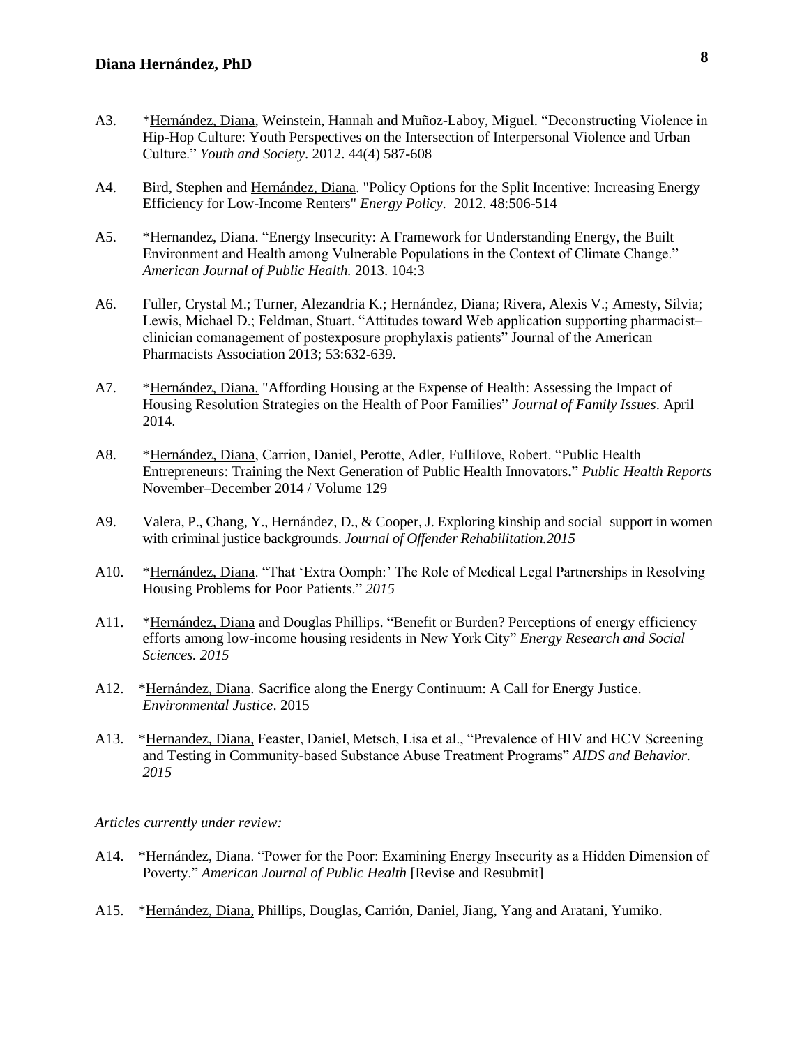A3. *Hernández, Diana, Weinstein, Hannah and Muñoz-Laboy, Miguel. "Deconstructing Violence in Hip-Hop Culture: Youth Perspectives on the Intersection of Interpersonal Violence and Urban Culture." *Youth and Society*. 2012. 44(4) 587-608

A4. Bird, Stephen and Hernández, Diana. "Policy Options for the Split Incentive: Increasing Energy Efficiency for Low-Income Renters" *Energy Policy*. 2012. 48:506-514

A5. *Hernandez, Diana. "Energy Insecurity: A Framework for Understanding Energy, the Built Environment and Health among Vulnerable Populations in the Context of Climate Change." *American Journal of Public Health.* 2013. 104:3

A6. Fuller, Crystal M.; Turner, Alezandria K.; Hernández, Diana; Rivera, Alexis V.; Amesty, Silvia; Lewis, Michael D.; Feldman, Stuart. "Attitudes toward Web application supporting pharmacist–clinician comanagement of postexposure prophylaxis patients" Journal of the American Pharmacists Association 2013; 53:632-639.

A7. *Hernández, Diana. "Affording Housing at the Expense of Health: Assessing the Impact of Housing Resolution Strategies on the Health of Poor Families" *Journal of Family Issues*. April 2014.

A8. *Hernández, Diana, Carrion, Daniel, Perotte, Adler, Fullilove, Robert. "Public Health Entrepreneurs: Training the Next Generation of Public Health Innovators**.**" *Public Health Reports* November–December 2014 / Volume 129

A9. Valera, P., Chang, Y., Hernández, D., & Cooper, J. Exploring kinship and social support in women with criminal justice backgrounds. *Journal of Offender Rehabilitation.2015*

A10. *Hernández, Diana. "That 'Extra Oomph:' The Role of Medical Legal Partnerships in Resolving Housing Problems for Poor Patients." *2015*

A11. *Hernández, Diana and Douglas Phillips. "Benefit or Burden? Perceptions of energy efficiency efforts among low-income housing residents in New York City" *Energy Research and Social Sciences. 2015*

A12. *Hernández, Diana. Sacrifice along the Energy Continuum: A Call for Energy Justice. *Environmental Justice*. 2015

A13. *Hernandez, Diana, Feaster, Daniel, Metsch, Lisa et al., "Prevalence of HIV and HCV Screening and Testing in Community-based Substance Abuse Treatment Programs" *AIDS and Behavior. 2015*

*Articles currently under review:*

A14. *Hernández, Diana. "Power for the Poor: Examining Energy Insecurity as a Hidden Dimension of Poverty." *American Journal of Public Health* [Revise and Resubmit]

A15. *Hernández, Diana, Phillips, Douglas, Carrión, Daniel, Jiang, Yang and Aratani, Yumiko.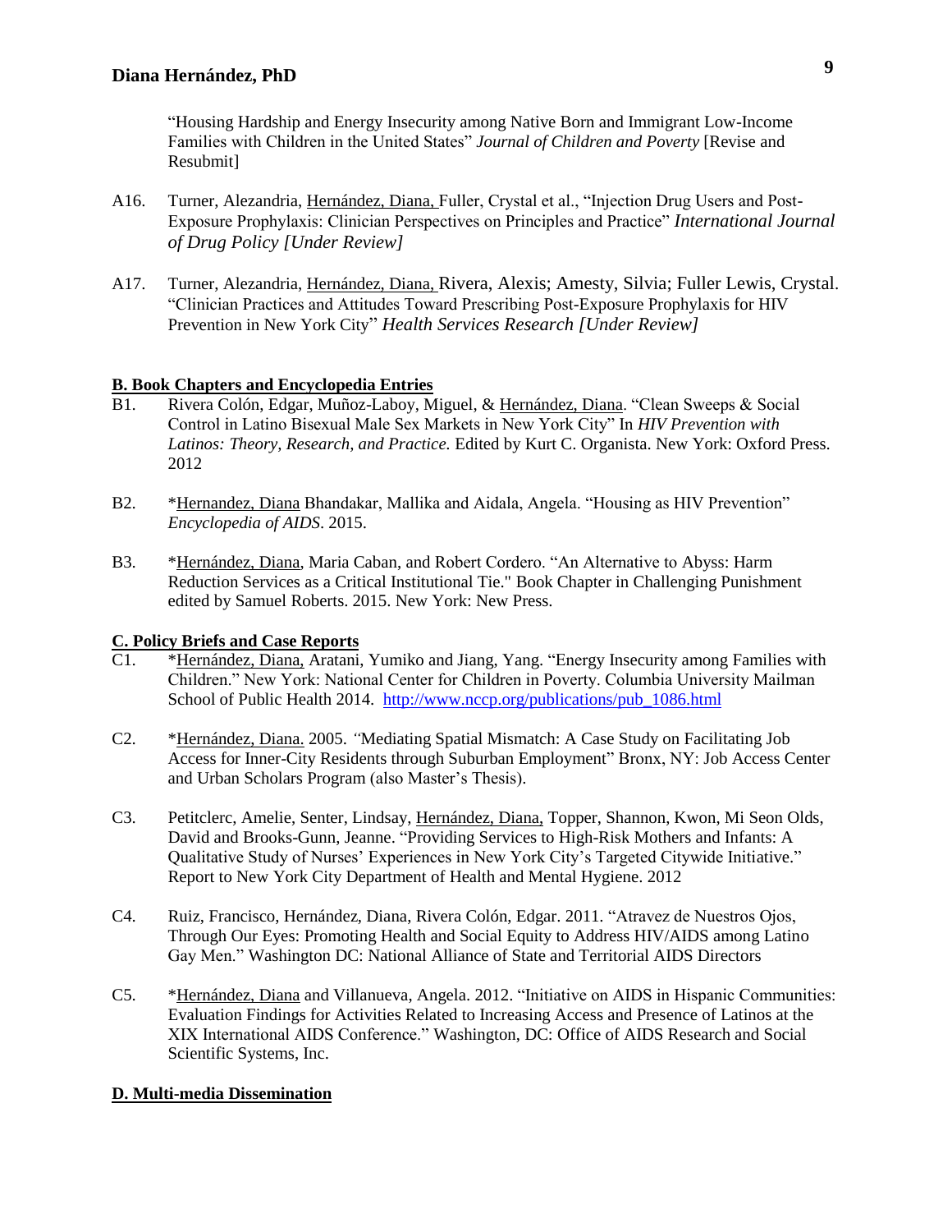"Housing Hardship and Energy Insecurity among Native Born and Immigrant Low-Income Families with Children in the United States" *Journal of Children and Poverty* [Revise and Resubmit]

A16. Turner, Alezandria, Hernández, Diana, Fuller, Crystal et al., "Injection Drug Users and Post-Exposure Prophylaxis: Clinician Perspectives on Principles and Practice" *International Journal of Drug Policy [Under Review]*

A17. Turner, Alezandria, Hernández, Diana, Rivera, Alexis; Amesty, Silvia; Fuller Lewis, Crystal. "Clinician Practices and Attitudes Toward Prescribing Post-Exposure Prophylaxis for HIV Prevention in New York City" *Health Services Research [Under Review]*

**B. Book Chapters and Encyclopedia Entries**

B1. Rivera Colón, Edgar, Muñoz-Laboy, Miguel, & Hernández, Diana. "Clean Sweeps & Social Control in Latino Bisexual Male Sex Markets in New York City" In *HIV Prevention with Latinos: Theory, Research, and Practice.* Edited by Kurt C. Organista. New York: Oxford Press. 2012

B2. *Hernandez, Diana Bhandakar, Mallika and Aidala, Angela. "Housing as HIV Prevention" *Encyclopedia of AIDS*. 2015.

B3. *Hernández, Diana, Maria Caban, and Robert Cordero. "An Alternative to Abyss: Harm Reduction Services as a Critical Institutional Tie." Book Chapter in Challenging Punishment edited by Samuel Roberts. 2015. New York: New Press.

**C. Policy Briefs and Case Reports**

C1. *Hernández, Diana, Aratani, Yumiko and Jiang, Yang. "Energy Insecurity among Families with Children." New York: National Center for Children in Poverty. Columbia University Mailman School of Public Health 2014. http://www.nccp.org/publications/pub_1086.html

C2. *Hernández, Diana. 2005. "Mediating Spatial Mismatch: A Case Study on Facilitating Job Access for Inner-City Residents through Suburban Employment" Bronx, NY: Job Access Center and Urban Scholars Program (also Master's Thesis).

C3. Petitclerc, Amelie, Senter, Lindsay, Hernández, Diana, Topper, Shannon, Kwon, Mi Seon Olds, David and Brooks-Gunn, Jeanne. "Providing Services to High-Risk Mothers and Infants: A Qualitative Study of Nurses' Experiences in New York City's Targeted Citywide Initiative." Report to New York City Department of Health and Mental Hygiene. 2012

C4. Ruiz, Francisco, Hernández, Diana, Rivera Colón, Edgar. 2011. "Atravez de Nuestros Ojos, Through Our Eyes: Promoting Health and Social Equity to Address HIV/AIDS among Latino Gay Men." Washington DC: National Alliance of State and Territorial AIDS Directors

C5. *Hernández, Diana and Villanueva, Angela. 2012. "Initiative on AIDS in Hispanic Communities: Evaluation Findings for Activities Related to Increasing Access and Presence of Latinos at the XIX International AIDS Conference." Washington, DC: Office of AIDS Research and Social Scientific Systems, Inc.

**D. Multi-media Dissemination**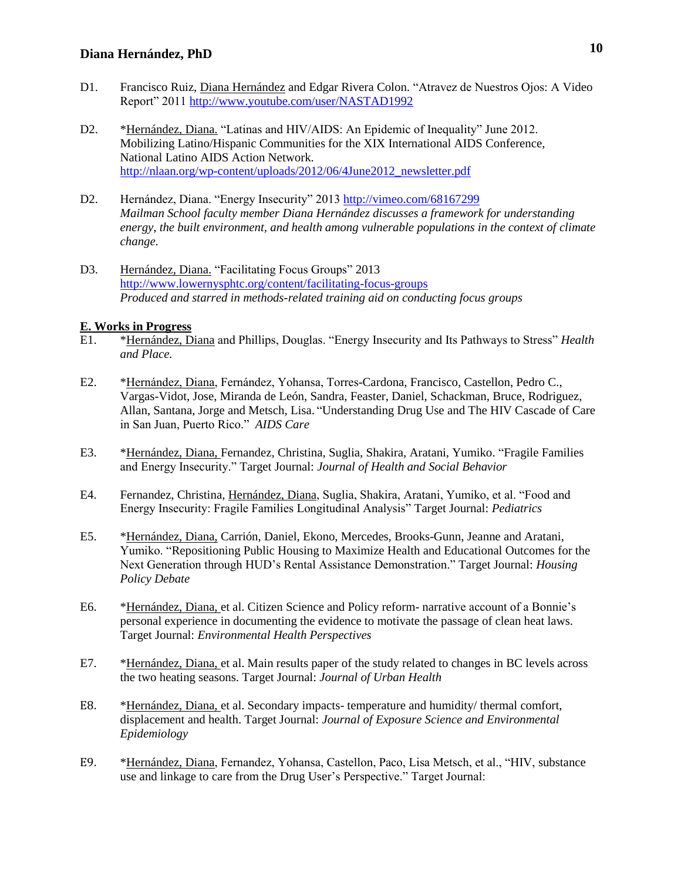D1. Francisco Ruiz, Diana Hernández and Edgar Rivera Colon. "Atravez de Nuestros Ojos: A Video Report" 2011 http://www.youtube.com/user/NASTAD1992

D2. *Hernández, Diana. "Latinas and HIV/AIDS: An Epidemic of Inequality" June 2012. Mobilizing Latino/Hispanic Communities for the XIX International AIDS Conference, National Latino AIDS Action Network. http://nlaan.org/wp-content/uploads/2012/06/4June2012_newsletter.pdf

D2. Hernández, Diana. "Energy Insecurity" 2013 http://vimeo.com/68167299
*Mailman School faculty member Diana Hernández discusses a framework for understanding energy, the built environment, and health among vulnerable populations in the context of climate change.*

D3. Hernández, Diana. "Facilitating Focus Groups" 2013 http://www.lowernysphtc.org/content/facilitating-focus-groups
*Produced and starred in methods-related training aid on conducting focus groups*

## E. Works in Progress

E1. *Hernández, Diana and Phillips, Douglas. "Energy Insecurity and Its Pathways to Stress" *Health and Place.*

E2. *Hernández, Diana, Fernández, Yohansa, Torres-Cardona, Francisco, Castellon, Pedro C., Vargas-Vidot, Jose, Miranda de León, Sandra, Feaster, Daniel, Schackman, Bruce, Rodriguez, Allan, Santana, Jorge and Metsch, Lisa. "Understanding Drug Use and The HIV Cascade of Care in San Juan, Puerto Rico." *AIDS Care*

E3. *Hernández, Diana, Fernandez, Christina, Suglia, Shakira, Aratani, Yumiko. "Fragile Families and Energy Insecurity." Target Journal: *Journal of Health and Social Behavior*

E4. Fernandez, Christina, Hernández, Diana, Suglia, Shakira, Aratani, Yumiko, et al. "Food and Energy Insecurity: Fragile Families Longitudinal Analysis" Target Journal: *Pediatrics*

E5. *Hernández, Diana, Carrión, Daniel, Ekono, Mercedes, Brooks-Gunn, Jeanne and Aratani, Yumiko. "Repositioning Public Housing to Maximize Health and Educational Outcomes for the Next Generation through HUD's Rental Assistance Demonstration." Target Journal: *Housing Policy Debate*

E6. *Hernández, Diana, et al. Citizen Science and Policy reform- narrative account of a Bonnie's personal experience in documenting the evidence to motivate the passage of clean heat laws. Target Journal: *Environmental Health Perspectives*

E7. *Hernández, Diana, et al. Main results paper of the study related to changes in BC levels across the two heating seasons. Target Journal: *Journal of Urban Health*

E8. *Hernández, Diana, et al. Secondary impacts- temperature and humidity/ thermal comfort, displacement and health. Target Journal: *Journal of Exposure Science and Environmental Epidemiology*

E9. *Hernández, Diana, Fernandez, Yohansa, Castellon, Paco, Lisa Metsch, et al., "HIV, substance use and linkage to care from the Drug User's Perspective." Target Journal: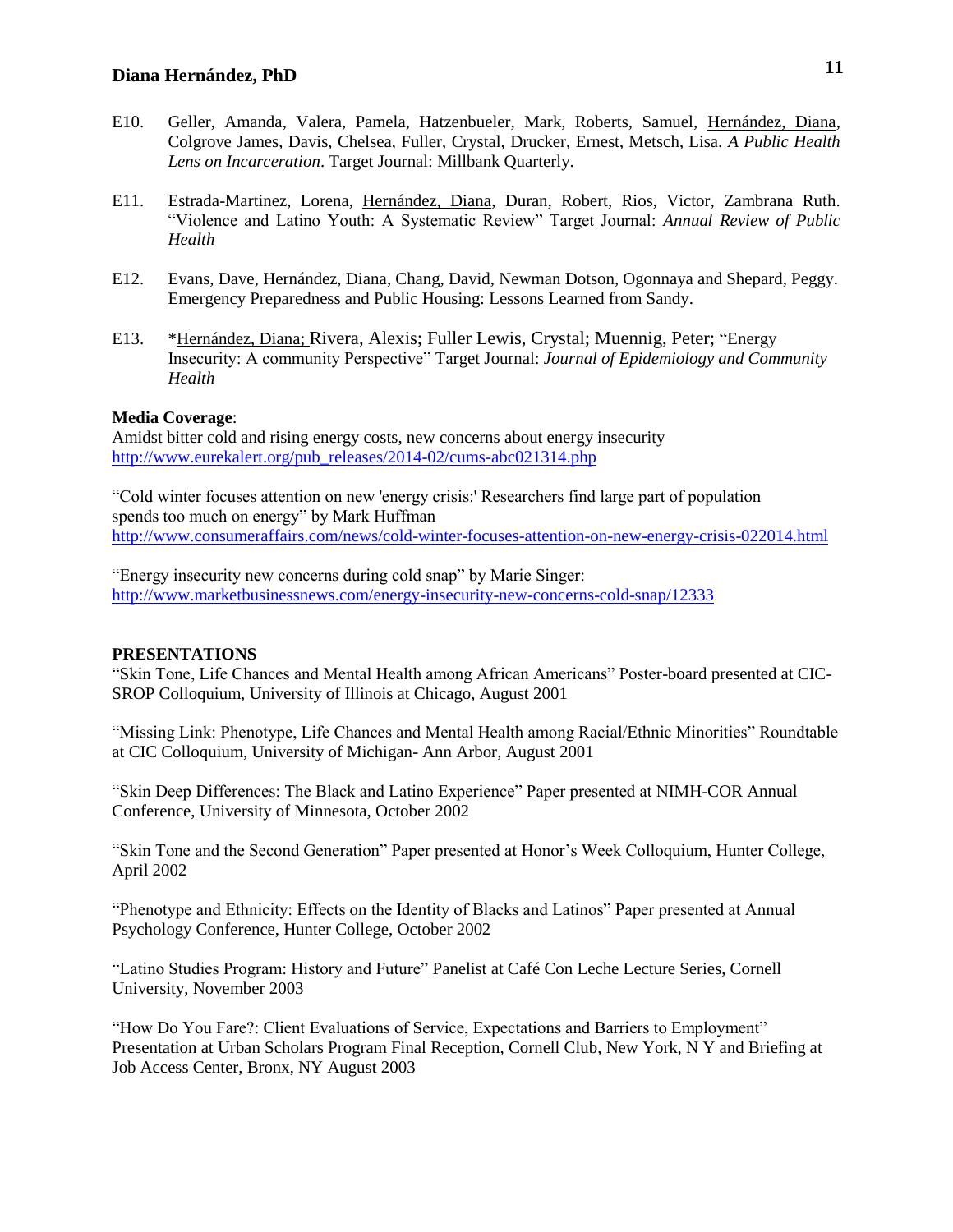E10. Geller, Amanda, Valera, Pamela, Hatzenbueler, Mark, Roberts, Samuel, Hernández, Diana, Colgrove James, Davis, Chelsea, Fuller, Crystal, Drucker, Ernest, Metsch, Lisa. *A Public Health Lens on Incarceration*. Target Journal: Millbank Quarterly.

E11. Estrada-Martinez, Lorena, Hernández, Diana, Duran, Robert, Rios, Victor, Zambrana Ruth. "Violence and Latino Youth: A Systematic Review" Target Journal: *Annual Review of Public Health*

E12. Evans, Dave, Hernández, Diana, Chang, David, Newman Dotson, Ogonnaya and Shepard, Peggy. Emergency Preparedness and Public Housing: Lessons Learned from Sandy.

E13. *Hernández, Diana; Rivera, Alexis; Fuller Lewis, Crystal; Muennig, Peter; "Energy Insecurity: A community Perspective" Target Journal: *Journal of Epidemiology and Community Health*

**Media Coverage**:

Amidst bitter cold and rising energy costs, new concerns about energy insecurity
http://www.eurekalert.org/pub_releases/2014-02/cums-abc021314.php

"Cold winter focuses attention on new 'energy crisis:' Researchers find large part of population spends too much on energy" by Mark Huffman
http://www.consumeraffairs.com/news/cold-winter-focuses-attention-on-new-energy-crisis-022014.html

"Energy insecurity new concerns during cold snap" by Marie Singer:
http://www.marketbusinessnews.com/energy-insecurity-new-concerns-cold-snap/12333

## PRESENTATIONS

"Skin Tone, Life Chances and Mental Health among African Americans" Poster-board presented at CIC-SROP Colloquium, University of Illinois at Chicago, August 2001

"Missing Link: Phenotype, Life Chances and Mental Health among Racial/Ethnic Minorities" Roundtable at CIC Colloquium, University of Michigan- Ann Arbor, August 2001

"Skin Deep Differences: The Black and Latino Experience" Paper presented at NIMH-COR Annual Conference, University of Minnesota, October 2002

"Skin Tone and the Second Generation" Paper presented at Honor's Week Colloquium, Hunter College, April 2002

"Phenotype and Ethnicity: Effects on the Identity of Blacks and Latinos" Paper presented at Annual Psychology Conference, Hunter College, October 2002

"Latino Studies Program: History and Future" Panelist at Café Con Leche Lecture Series, Cornell University, November 2003

"How Do You Fare?: Client Evaluations of Service, Expectations and Barriers to Employment" Presentation at Urban Scholars Program Final Reception, Cornell Club, New York, N Y and Briefing at Job Access Center, Bronx, NY August 2003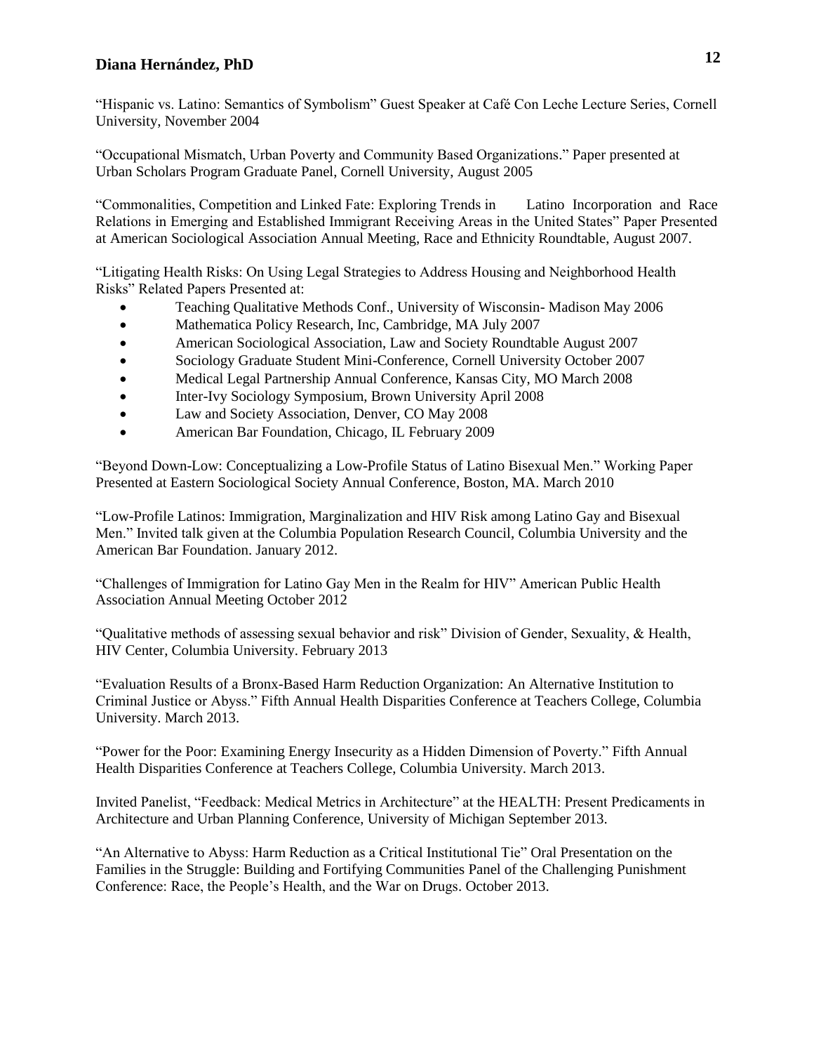"Hispanic vs. Latino: Semantics of Symbolism" Guest Speaker at Café Con Leche Lecture Series, Cornell University, November 2004

"Occupational Mismatch, Urban Poverty and Community Based Organizations." Paper presented at Urban Scholars Program Graduate Panel, Cornell University, August 2005

"Commonalities, Competition and Linked Fate: Exploring Trends in Latino Incorporation and Race Relations in Emerging and Established Immigrant Receiving Areas in the United States" Paper Presented at American Sociological Association Annual Meeting, Race and Ethnicity Roundtable, August 2007.

"Litigating Health Risks: On Using Legal Strategies to Address Housing and Neighborhood Health Risks" Related Papers Presented at:

- Teaching Qualitative Methods Conf., University of Wisconsin- Madison May 2006
- Mathematica Policy Research, Inc, Cambridge, MA July 2007
- American Sociological Association, Law and Society Roundtable August 2007
- Sociology Graduate Student Mini-Conference, Cornell University October 2007
- Medical Legal Partnership Annual Conference, Kansas City, MO March 2008
- Inter-Ivy Sociology Symposium, Brown University April 2008
- Law and Society Association, Denver, CO May 2008
- American Bar Foundation, Chicago, IL February 2009

"Beyond Down-Low: Conceptualizing a Low-Profile Status of Latino Bisexual Men." Working Paper Presented at Eastern Sociological Society Annual Conference, Boston, MA. March 2010

"Low-Profile Latinos: Immigration, Marginalization and HIV Risk among Latino Gay and Bisexual Men." Invited talk given at the Columbia Population Research Council, Columbia University and the American Bar Foundation. January 2012.

"Challenges of Immigration for Latino Gay Men in the Realm for HIV" American Public Health Association Annual Meeting October 2012

"Qualitative methods of assessing sexual behavior and risk" Division of Gender, Sexuality, & Health, HIV Center, Columbia University. February 2013

"Evaluation Results of a Bronx-Based Harm Reduction Organization: An Alternative Institution to Criminal Justice or Abyss." Fifth Annual Health Disparities Conference at Teachers College, Columbia University. March 2013.

"Power for the Poor: Examining Energy Insecurity as a Hidden Dimension of Poverty." Fifth Annual Health Disparities Conference at Teachers College, Columbia University. March 2013.

Invited Panelist, "Feedback: Medical Metrics in Architecture" at the HEALTH: Present Predicaments in Architecture and Urban Planning Conference, University of Michigan September 2013.

"An Alternative to Abyss: Harm Reduction as a Critical Institutional Tie" Oral Presentation on the Families in the Struggle: Building and Fortifying Communities Panel of the Challenging Punishment Conference: Race, the People's Health, and the War on Drugs. October 2013.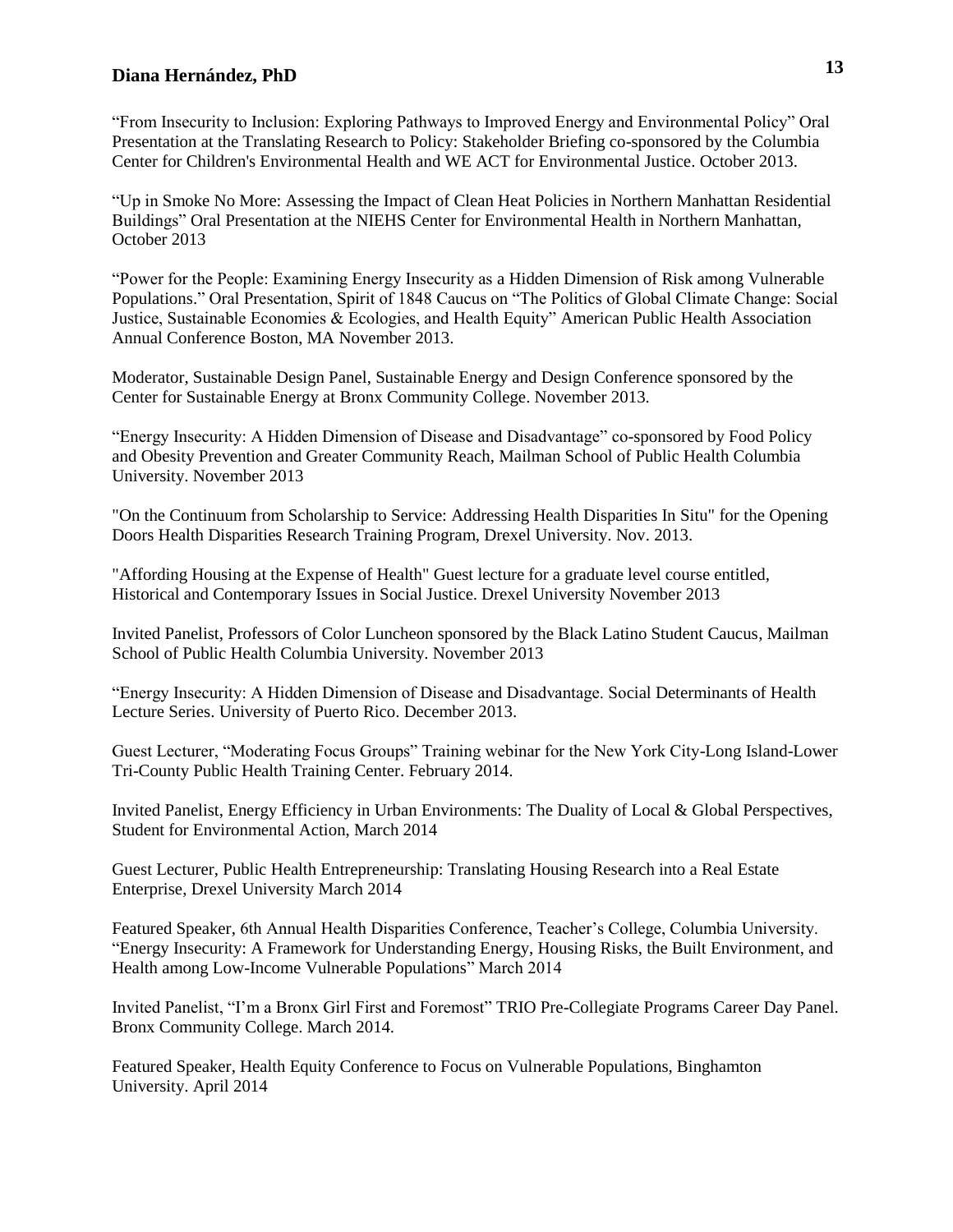"From Insecurity to Inclusion: Exploring Pathways to Improved Energy and Environmental Policy" Oral Presentation at the Translating Research to Policy: Stakeholder Briefing co-sponsored by the Columbia Center for Children's Environmental Health and WE ACT for Environmental Justice. October 2013.

"Up in Smoke No More: Assessing the Impact of Clean Heat Policies in Northern Manhattan Residential Buildings" Oral Presentation at the NIEHS Center for Environmental Health in Northern Manhattan, October 2013

"Power for the People: Examining Energy Insecurity as a Hidden Dimension of Risk among Vulnerable Populations." Oral Presentation, Spirit of 1848 Caucus on "The Politics of Global Climate Change: Social Justice, Sustainable Economies & Ecologies, and Health Equity" American Public Health Association Annual Conference Boston, MA November 2013.

Moderator, Sustainable Design Panel, Sustainable Energy and Design Conference sponsored by the Center for Sustainable Energy at Bronx Community College. November 2013.

"Energy Insecurity: A Hidden Dimension of Disease and Disadvantage" co-sponsored by Food Policy and Obesity Prevention and Greater Community Reach, Mailman School of Public Health Columbia University. November 2013

"On the Continuum from Scholarship to Service: Addressing Health Disparities In Situ" for the Opening Doors Health Disparities Research Training Program, Drexel University. Nov. 2013.

"Affording Housing at the Expense of Health" Guest lecture for a graduate level course entitled, Historical and Contemporary Issues in Social Justice. Drexel University November 2013

Invited Panelist, Professors of Color Luncheon sponsored by the Black Latino Student Caucus, Mailman School of Public Health Columbia University. November 2013

"Energy Insecurity: A Hidden Dimension of Disease and Disadvantage. Social Determinants of Health Lecture Series. University of Puerto Rico. December 2013.

Guest Lecturer, "Moderating Focus Groups" Training webinar for the New York City-Long Island-Lower Tri-County Public Health Training Center. February 2014.

Invited Panelist, Energy Efficiency in Urban Environments: The Duality of Local & Global Perspectives, Student for Environmental Action, March 2014

Guest Lecturer, Public Health Entrepreneurship: Translating Housing Research into a Real Estate Enterprise, Drexel University March 2014

Featured Speaker, 6th Annual Health Disparities Conference, Teacher's College, Columbia University. "Energy Insecurity: A Framework for Understanding Energy, Housing Risks, the Built Environment, and Health among Low-Income Vulnerable Populations" March 2014

Invited Panelist, "I'm a Bronx Girl First and Foremost" TRIO Pre-Collegiate Programs Career Day Panel. Bronx Community College. March 2014.

Featured Speaker, Health Equity Conference to Focus on Vulnerable Populations, Binghamton University. April 2014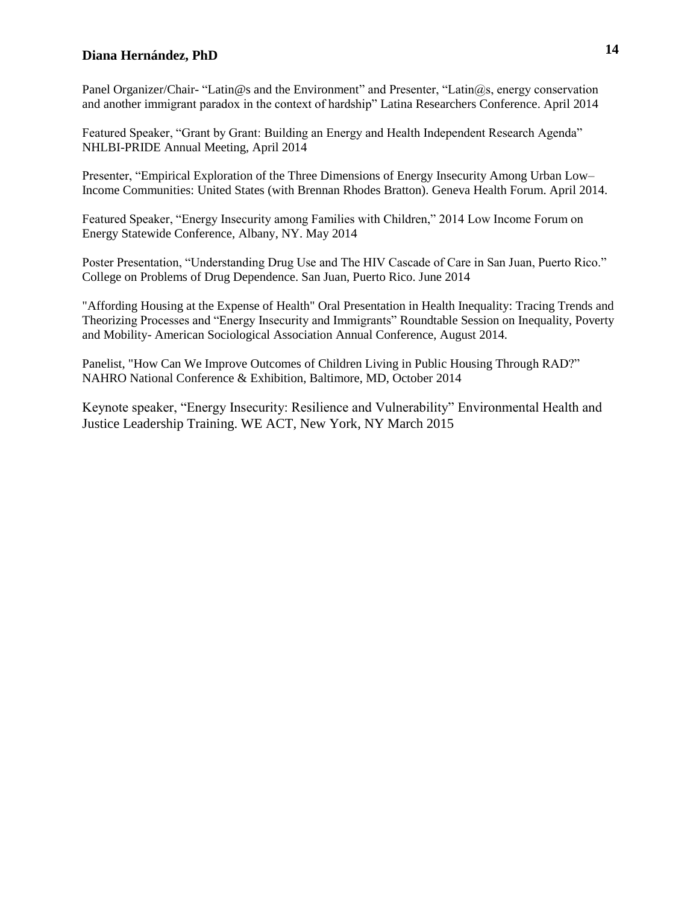Panel Organizer/Chair- "Latin@s and the Environment" and Presenter, "Latin@s, energy conservation and another immigrant paradox in the context of hardship" Latina Researchers Conference. April 2014

Featured Speaker, "Grant by Grant: Building an Energy and Health Independent Research Agenda" NHLBI-PRIDE Annual Meeting, April 2014

Presenter, "Empirical Exploration of the Three Dimensions of Energy Insecurity Among Urban Low–Income Communities: United States (with Brennan Rhodes Bratton). Geneva Health Forum. April 2014.

Featured Speaker, "Energy Insecurity among Families with Children," 2014 Low Income Forum on Energy Statewide Conference, Albany, NY. May 2014

Poster Presentation, "Understanding Drug Use and The HIV Cascade of Care in San Juan, Puerto Rico." College on Problems of Drug Dependence. San Juan, Puerto Rico. June 2014

"Affording Housing at the Expense of Health" Oral Presentation in Health Inequality: Tracing Trends and Theorizing Processes and "Energy Insecurity and Immigrants" Roundtable Session on Inequality, Poverty and Mobility- American Sociological Association Annual Conference, August 2014.

Panelist, "How Can We Improve Outcomes of Children Living in Public Housing Through RAD?" NAHRO National Conference & Exhibition, Baltimore, MD, October 2014

Keynote speaker, "Energy Insecurity: Resilience and Vulnerability" Environmental Health and Justice Leadership Training. WE ACT, New York, NY March 2015